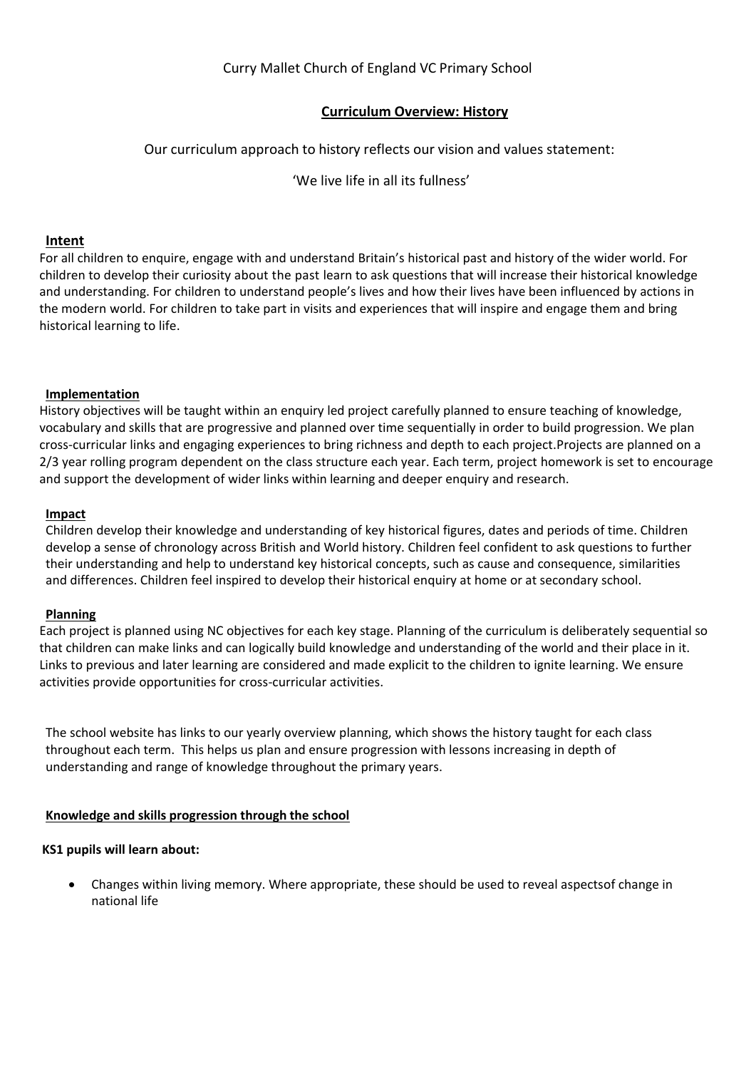Curry Mallet Church of England VC Primary School

# Curriculum Overview: History

Our curriculum approach to history reflects our vision and values statement:

'We live life in all its fullness'

## Intent

For all children to enquire, engage with and understand Britain's historical past and history of the wider world. For children to develop their curiosity about the past learn to ask questions that will increase their historical knowledge and understanding. For children to understand people's lives and how their lives have been influenced by actions in the modern world. For children to take part in visits and experiences that will inspire and engage them and bring historical learning to life.

## Implementation

History objectives will be taught within an enquiry led project carefully planned to ensure teaching of knowledge, vocabulary and skills that are progressive and planned over time sequentially in order to build progression. We plan cross-curricular links and engaging experiences to bring richness and depth to each project.Projects are planned on a 2/3 year rolling program dependent on the class structure each year. Each term, project homework is set to encourage and support the development of wider links within learning and deeper enquiry and research.

## Impact

Children develop their knowledge and understanding of key historical figures, dates and periods of time. Children develop a sense of chronology across British and World history. Children feel confident to ask questions to further their understanding and help to understand key historical concepts, such as cause and consequence, similarities and differences. Children feel inspired to develop their historical enquiry at home or at secondary school.

## Planning

Each project is planned using NC objectives for each key stage. Planning of the curriculum is deliberately sequential so that children can make links and can logically build knowledge and understanding of the world and their place in it. Links to previous and later learning are considered and made explicit to the children to ignite learning. We ensure activities provide opportunities for cross-curricular activities.

The school website has links to our yearly overview planning, which shows the history taught for each class throughout each term. This helps us plan and ensure progression with lessons increasing in depth of understanding and range of knowledge throughout the primary years.

## Knowledge and skills progression through the school

**KS1 pupils will learn about:**

- Changes within living memory. Where appropriate, these should be used to reveal aspectsof change in national life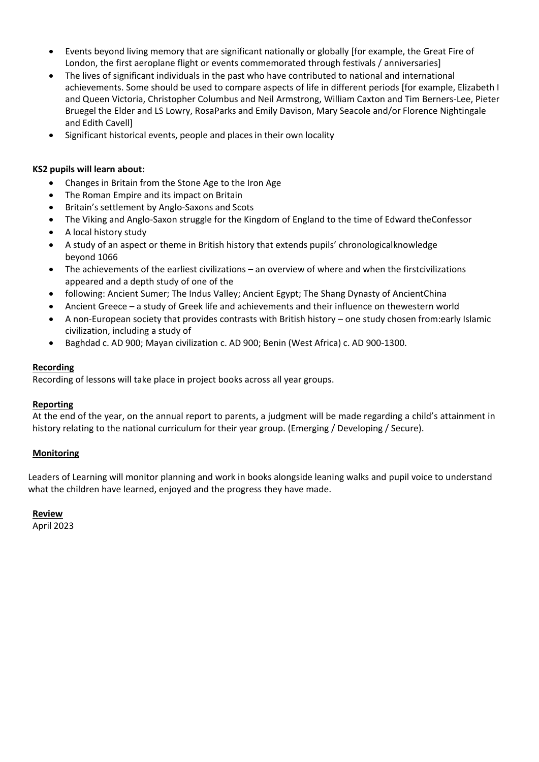- Events beyond living memory that are significant nationally or globally [for example, the Great Fire of London, the first aeroplane flight or events commemorated through festivals / anniversaries]
- The lives of significant individuals in the past who have contributed to national and international achievements. Some should be used to compare aspects of life in different periods [for example, Elizabeth I and Queen Victoria, Christopher Columbus and Neil Armstrong, William Caxton and Tim Berners-Lee, Pieter Bruegel the Elder and LS Lowry, RosaParks and Emily Davison, Mary Seacole and/or Florence Nightingale and Edith Cavell]
- Significant historical events, people and places in their own locality

**KS2 pupils will learn about:**

- Changes in Britain from the Stone Age to the Iron Age
- The Roman Empire and its impact on Britain
- Britain's settlement by Anglo-Saxons and Scots
- The Viking and Anglo-Saxon struggle for the Kingdom of England to the time of Edward theConfessor
- A local history study
- A study of an aspect or theme in British history that extends pupils' chronologicalknowledge beyond 1066
- The achievements of the earliest civilizations – an overview of where and when the firstcivilizations appeared and a depth study of one of the
- following: Ancient Sumer; The Indus Valley; Ancient Egypt; The Shang Dynasty of AncientChina
- Ancient Greece – a study of Greek life and achievements and their influence on thewestern world
- A non-European society that provides contrasts with British history – one study chosen from:early Islamic civilization, including a study of
- Baghdad c. AD 900; Mayan civilization c. AD 900; Benin (West Africa) c. AD 900-1300.

**Recording**

Recording of lessons will take place in project books across all year groups.

**Reporting**

At the end of the year, on the annual report to parents, a judgment will be made regarding a child's attainment in history relating to the national curriculum for their year group. (Emerging / Developing / Secure).

**Monitoring**

Leaders of Learning will monitor planning and work in books alongside leaning walks and pupil voice to understand what the children have learned, enjoyed and the progress they have made.

**Review**

April 2023